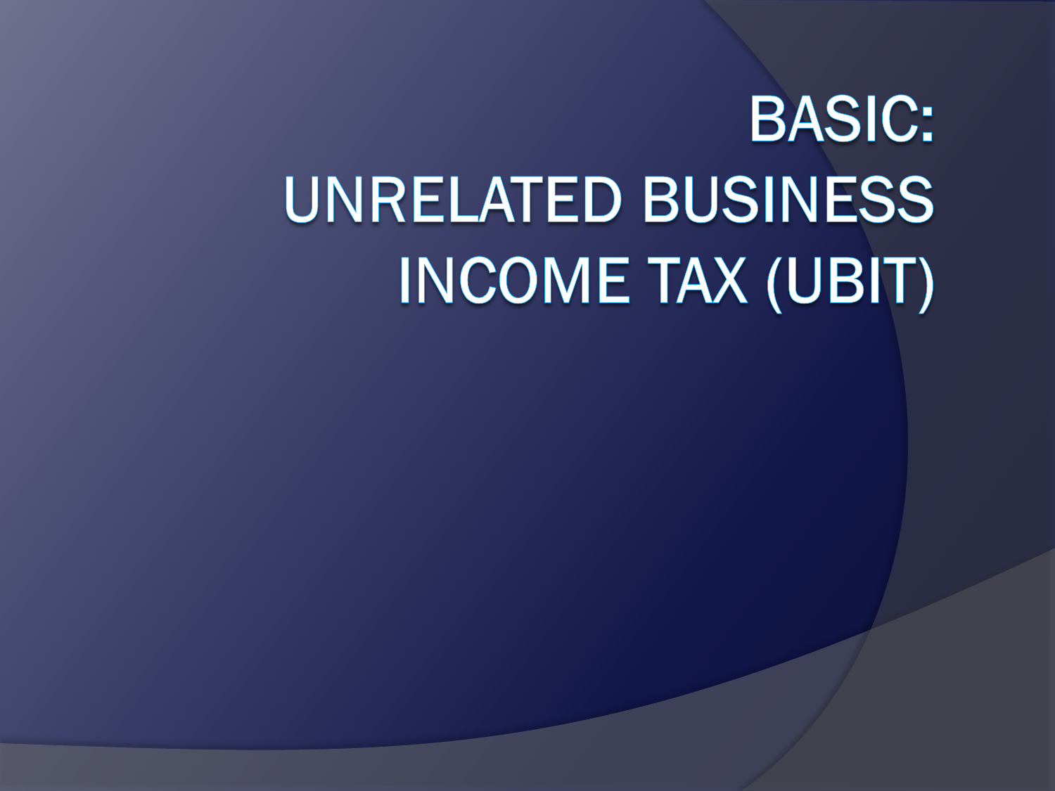# BASIC: UNRELATED BUSINESS INCOME TAX (UBIT)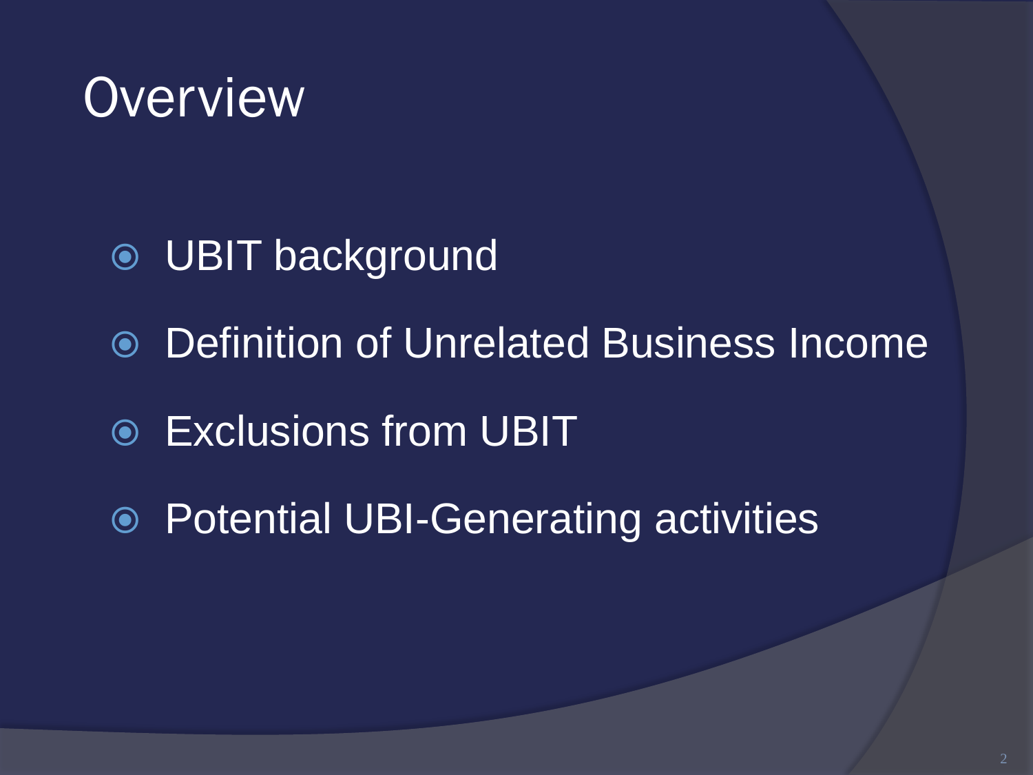# Overview

- UBIT background
- Definition of Unrelated Business Income
- Exclusions from UBIT
- Potential UBI-Generating activities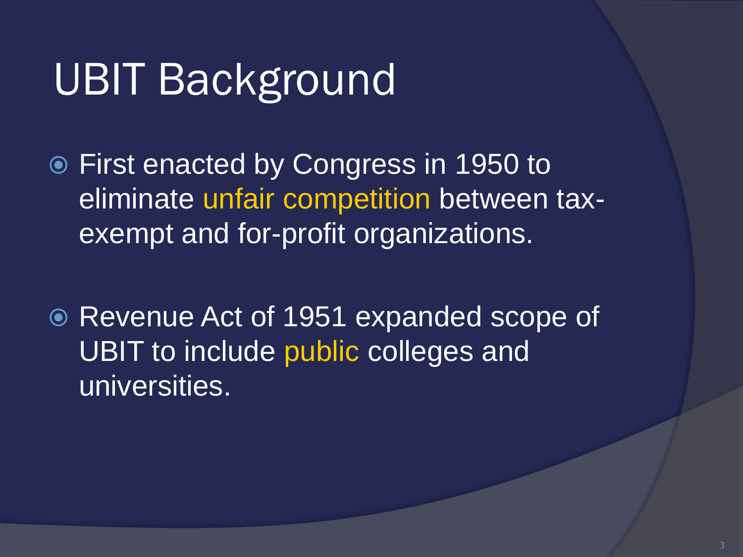# UBIT Background

- First enacted by Congress in 1950 to eliminate unfair competition between tax-exempt and for-profit organizations.

- Revenue Act of 1951 expanded scope of UBIT to include public colleges and universities.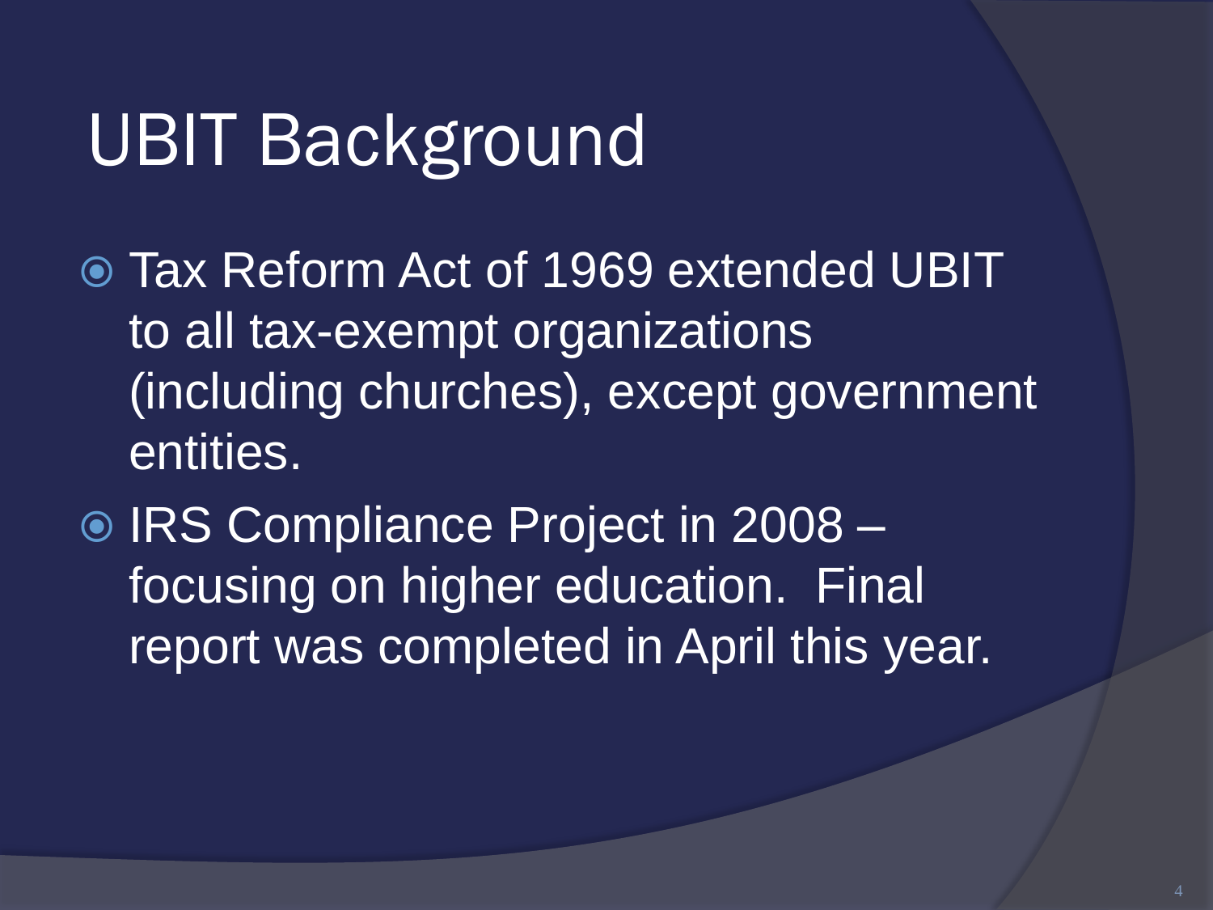# UBIT Background

- Tax Reform Act of 1969 extended UBIT to all tax-exempt organizations (including churches), except government entities.
- IRS Compliance Project in 2008 – focusing on higher education. Final report was completed in April this year.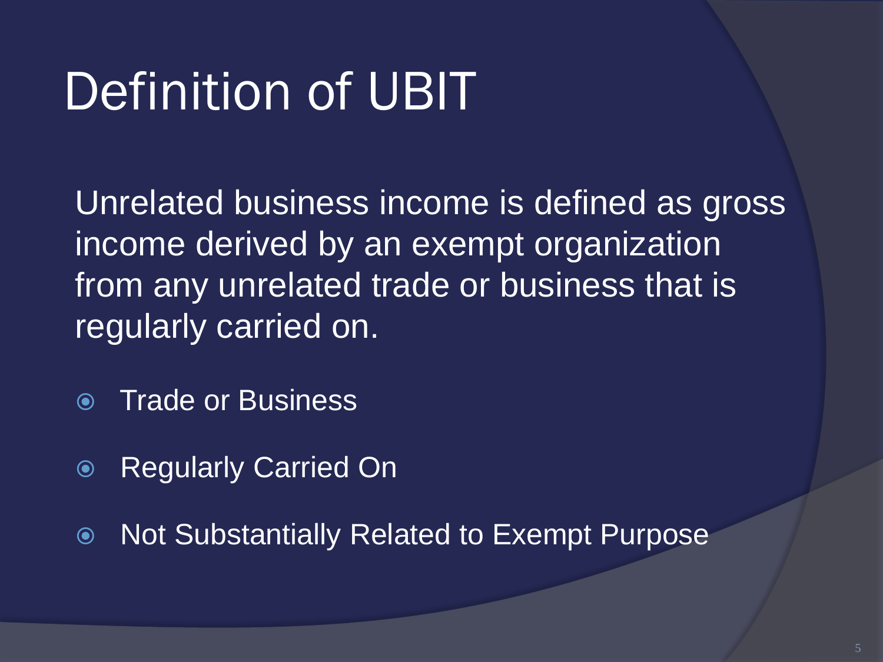# Definition of UBIT

Unrelated business income is defined as gross income derived by an exempt organization from any unrelated trade or business that is regularly carried on.

- Trade or Business
- Regularly Carried On
- Not Substantially Related to Exempt Purpose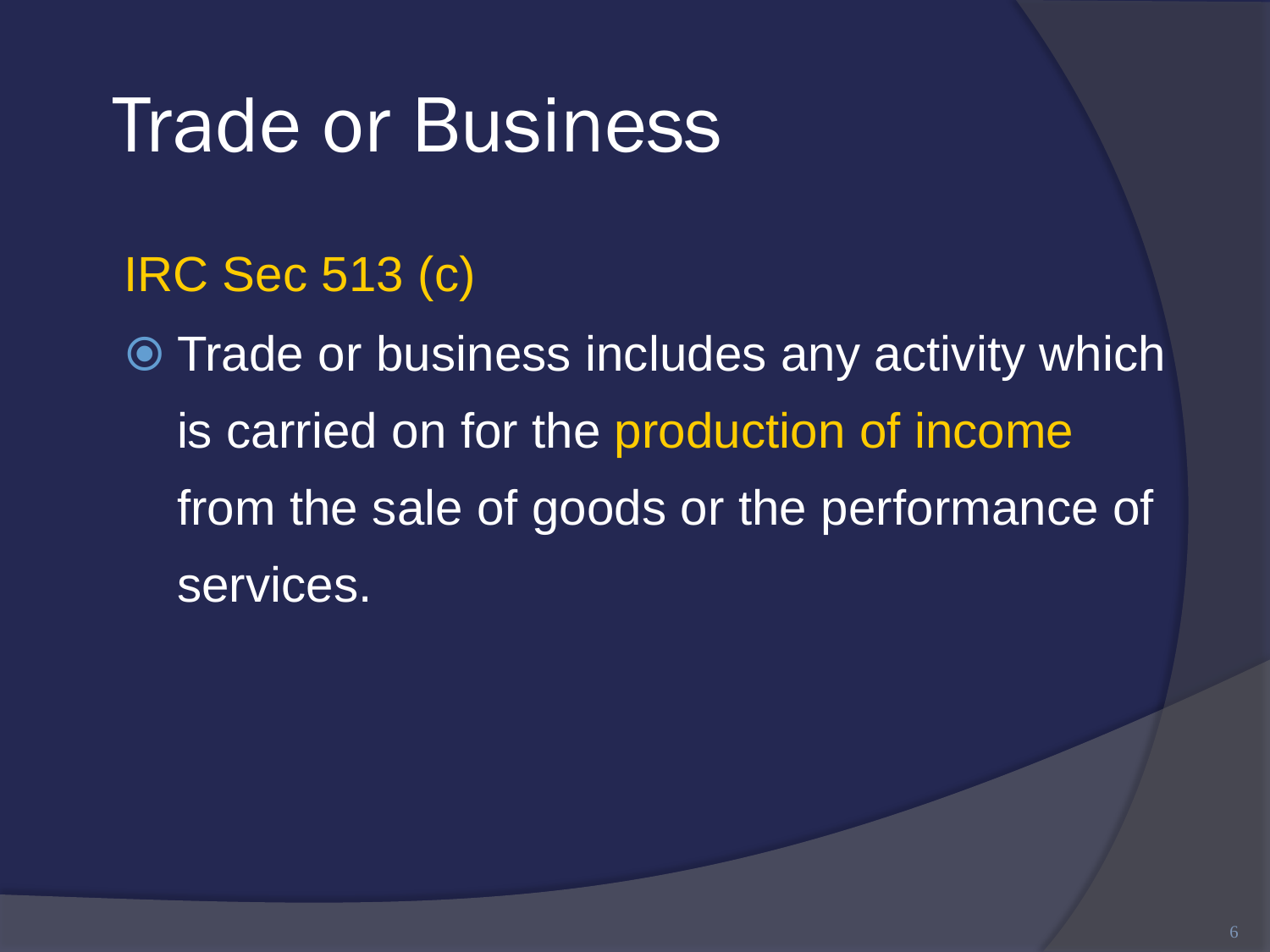# Trade or Business

IRC Sec 513 (c)

- Trade or business includes any activity which is carried on for the production of income from the sale of goods or the performance of services.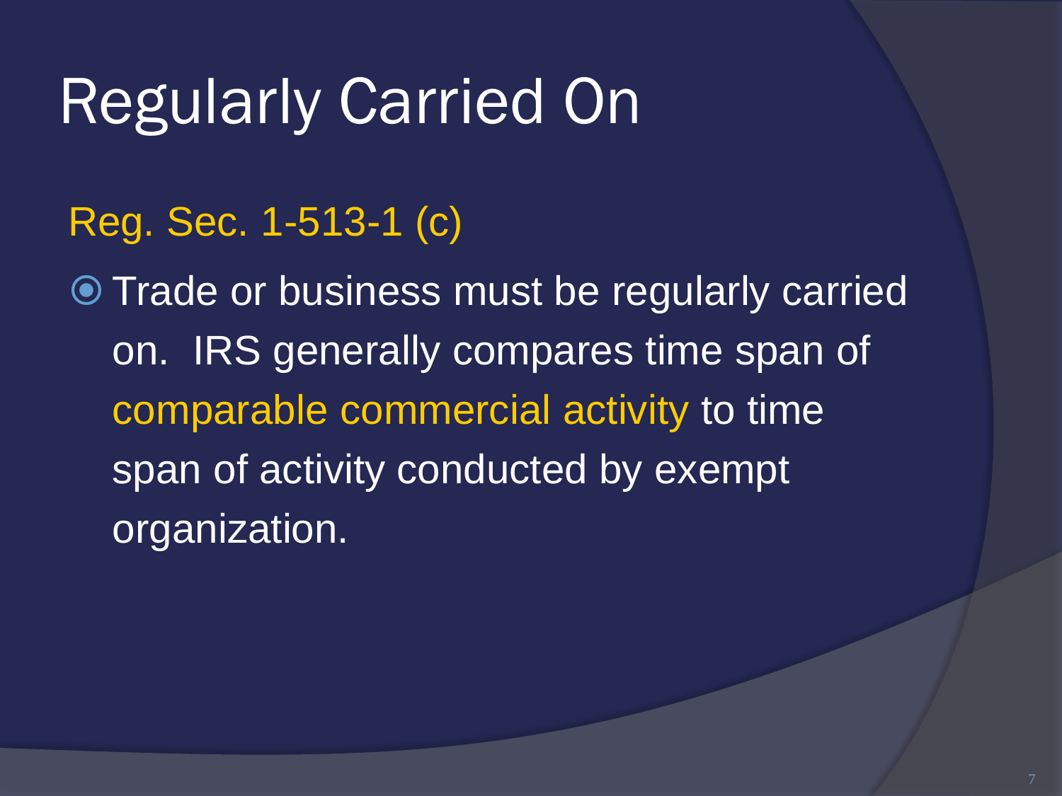# Regularly Carried On

Reg. Sec. 1-513-1 (c)

- Trade or business must be regularly carried on. IRS generally compares time span of comparable commercial activity to time span of activity conducted by exempt organization.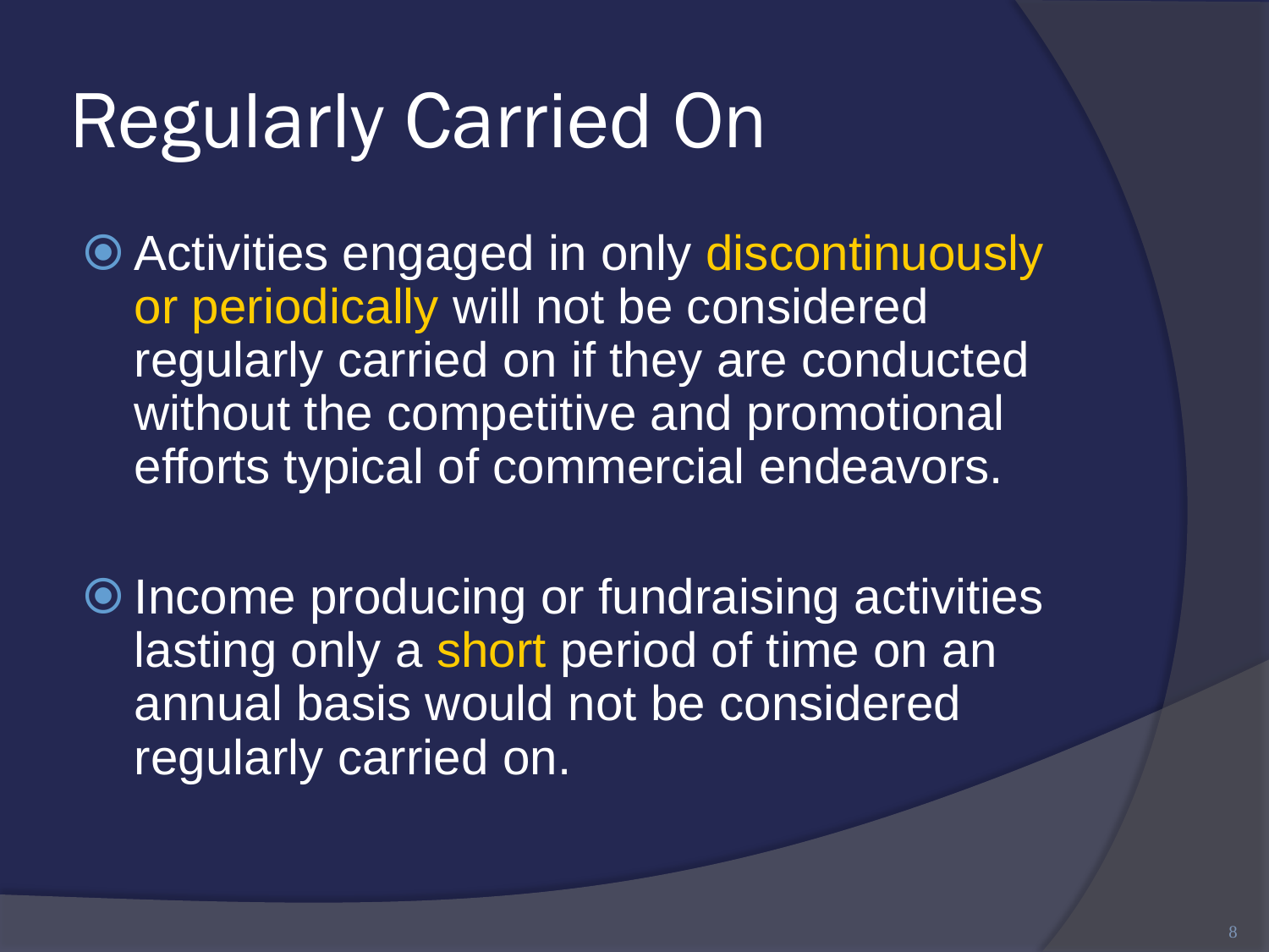# Regularly Carried On

- Activities engaged in only discontinuously or periodically will not be considered regularly carried on if they are conducted without the competitive and promotional efforts typical of commercial endeavors.

- Income producing or fundraising activities lasting only a short period of time on an annual basis would not be considered regularly carried on.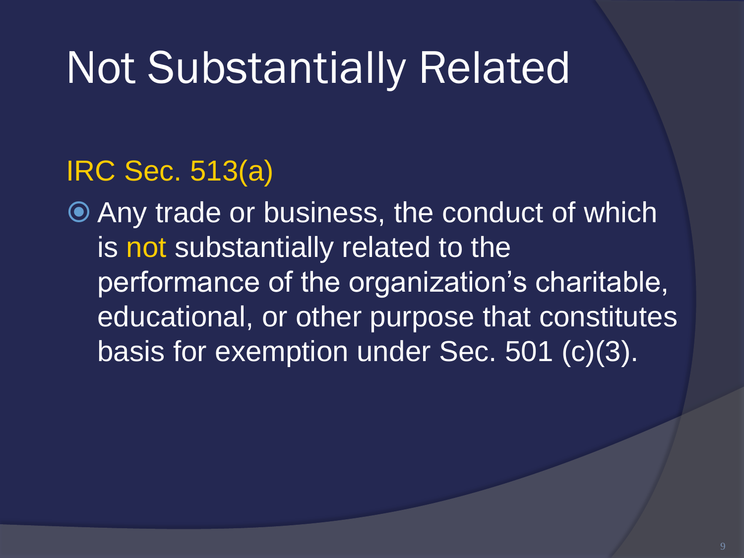# Not Substantially Related

## IRC Sec. 513(a)

- Any trade or business, the conduct of which is not substantially related to the performance of the organization's charitable, educational, or other purpose that constitutes basis for exemption under Sec. 501 (c)(3).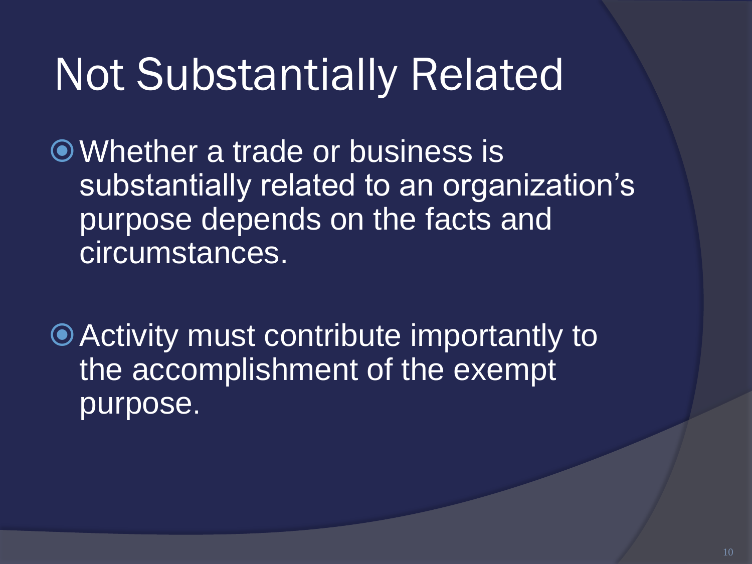# Not Substantially Related

- Whether a trade or business is substantially related to an organization's purpose depends on the facts and circumstances.

- Activity must contribute importantly to the accomplishment of the exempt purpose.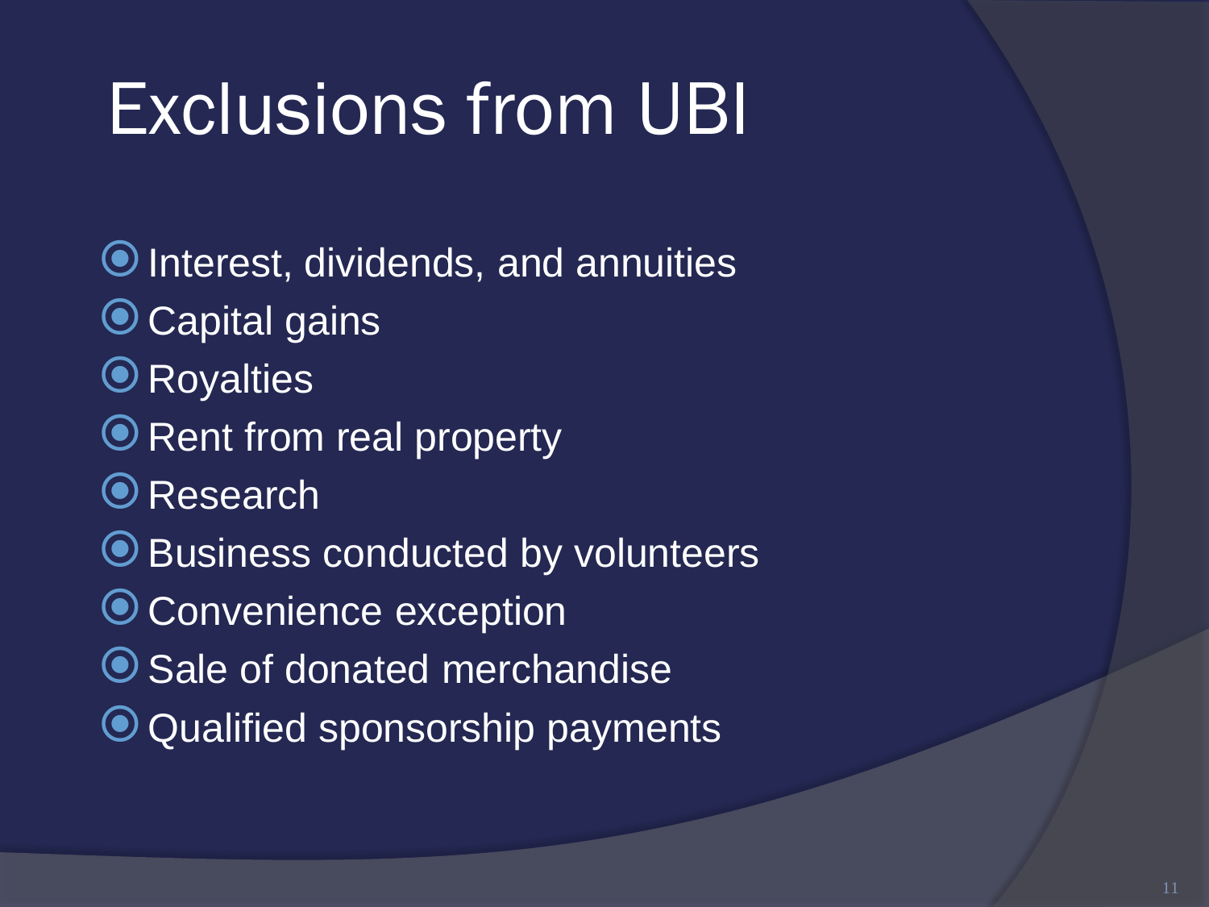# Exclusions from UBI

- Interest, dividends, and annuities
- Capital gains
- Royalties
- Rent from real property
- Research
- Business conducted by volunteers
- Convenience exception
- Sale of donated merchandise
- Qualified sponsorship payments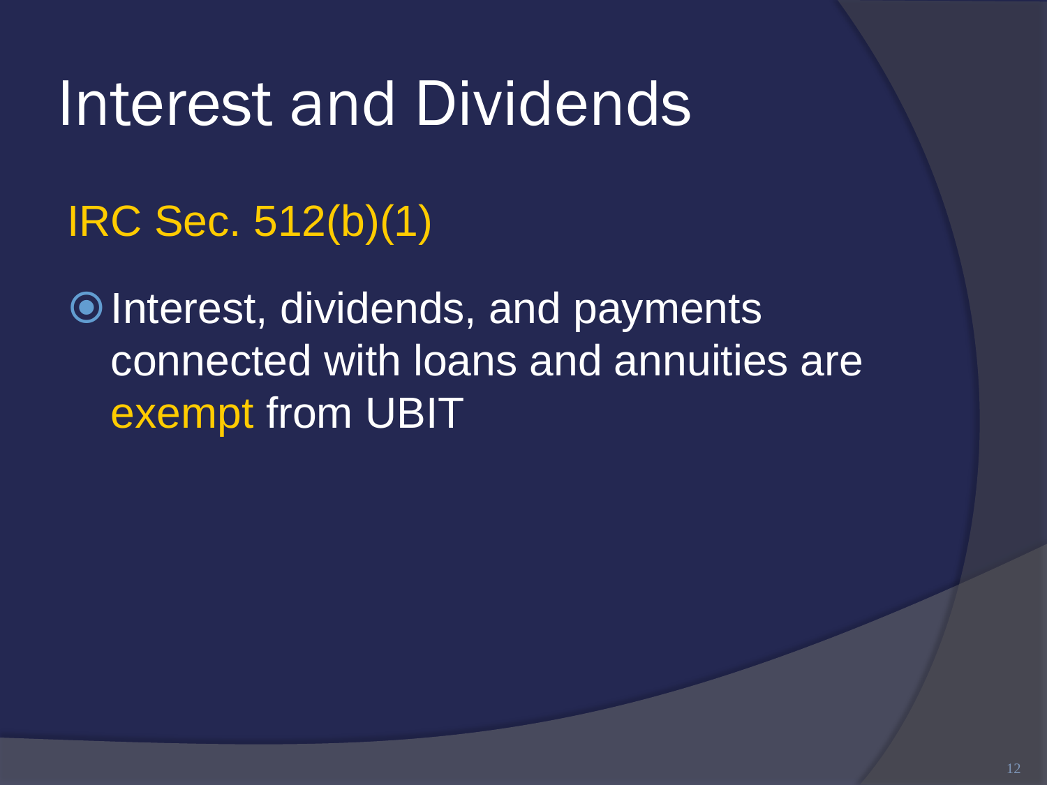# Interest and Dividends

## IRC Sec. 512(b)(1)

- Interest, dividends, and payments connected with loans and annuities are exempt from UBIT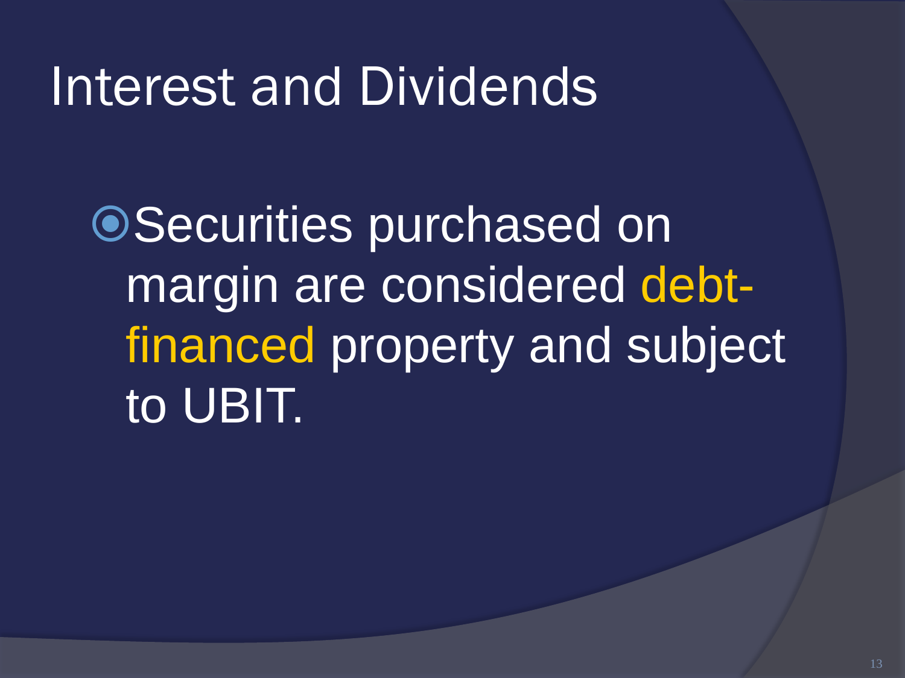# Interest and Dividends

- Securities purchased on margin are considered debt-financed property and subject to UBIT.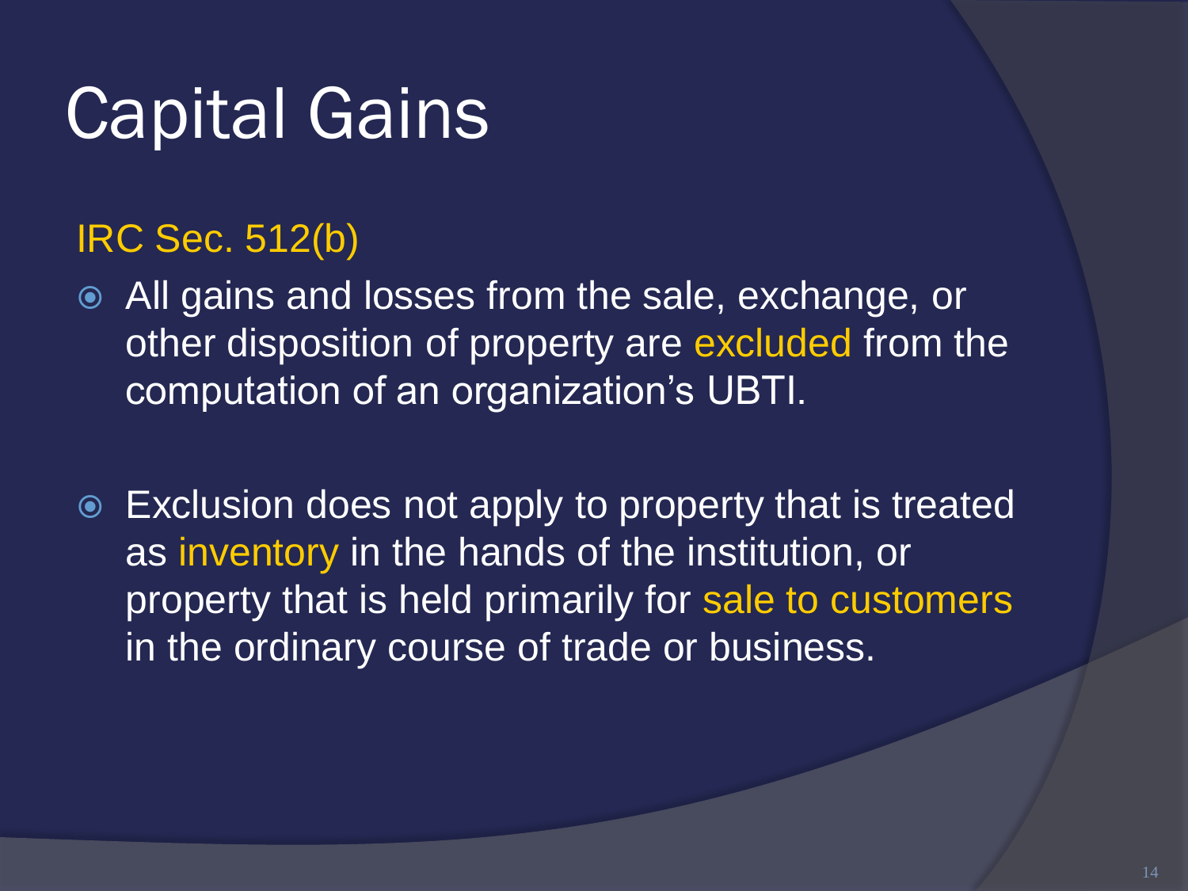# Capital Gains

## IRC Sec. 512(b)

- All gains and losses from the sale, exchange, or other disposition of property are excluded from the computation of an organization's UBTI.

- Exclusion does not apply to property that is treated as inventory in the hands of the institution, or property that is held primarily for sale to customers in the ordinary course of trade or business.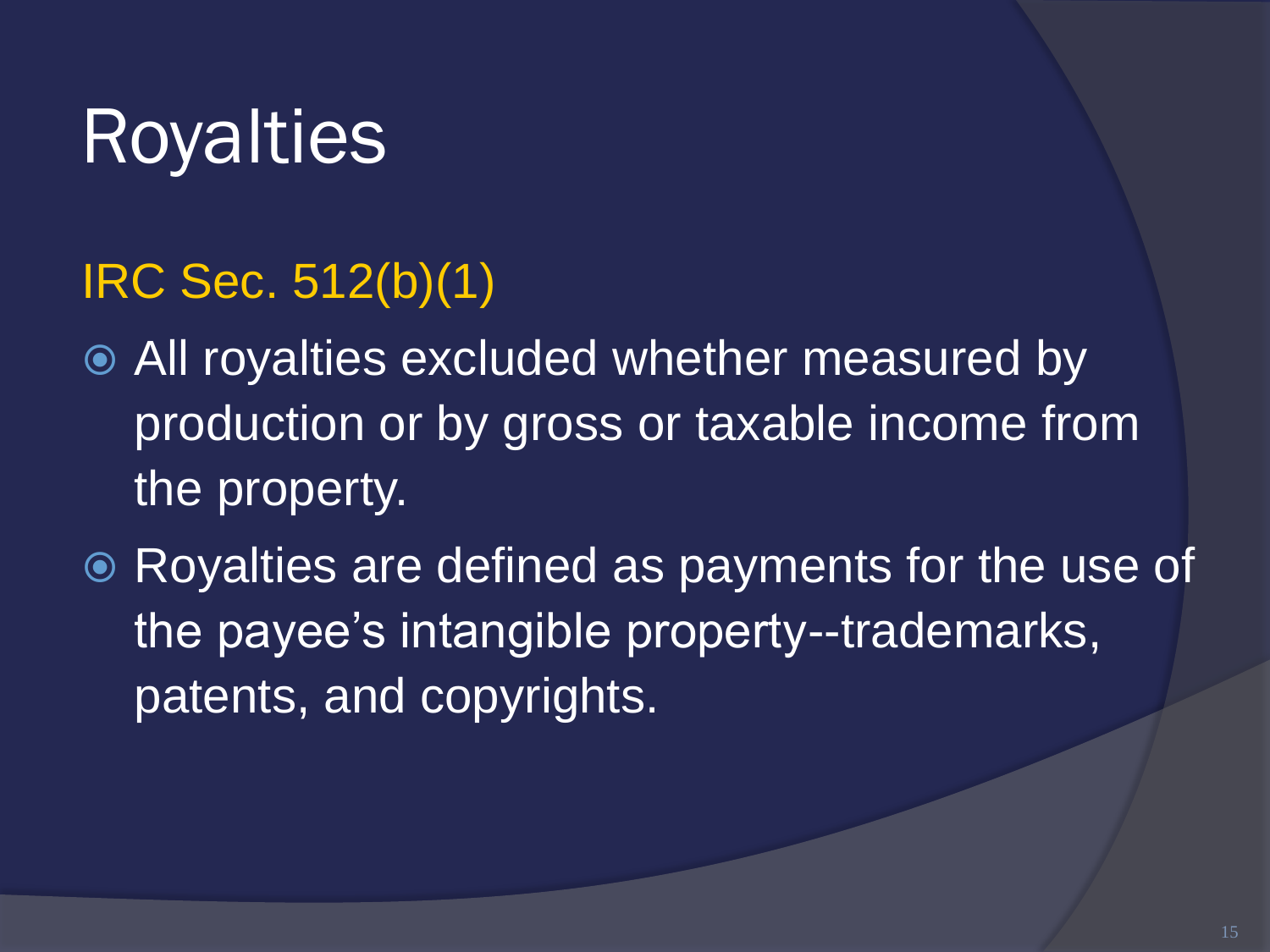# Royalties

## IRC Sec. 512(b)(1)

- All royalties excluded whether measured by production or by gross or taxable income from the property.
- Royalties are defined as payments for the use of the payee's intangible property--trademarks, patents, and copyrights.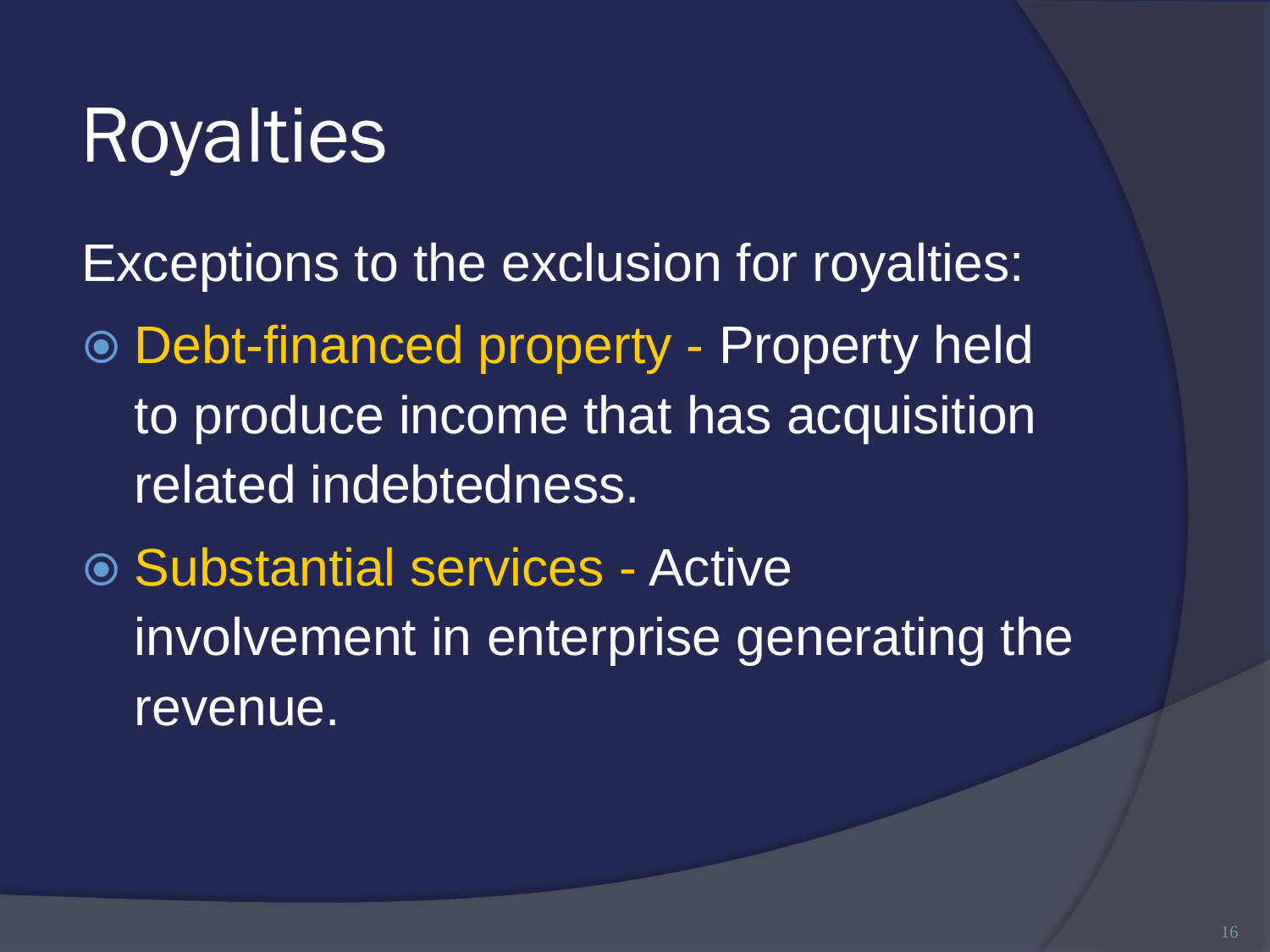# Royalties

Exceptions to the exclusion for royalties:

- Debt-financed property - Property held to produce income that has acquisition related indebtedness.
- Substantial services - Active involvement in enterprise generating the revenue.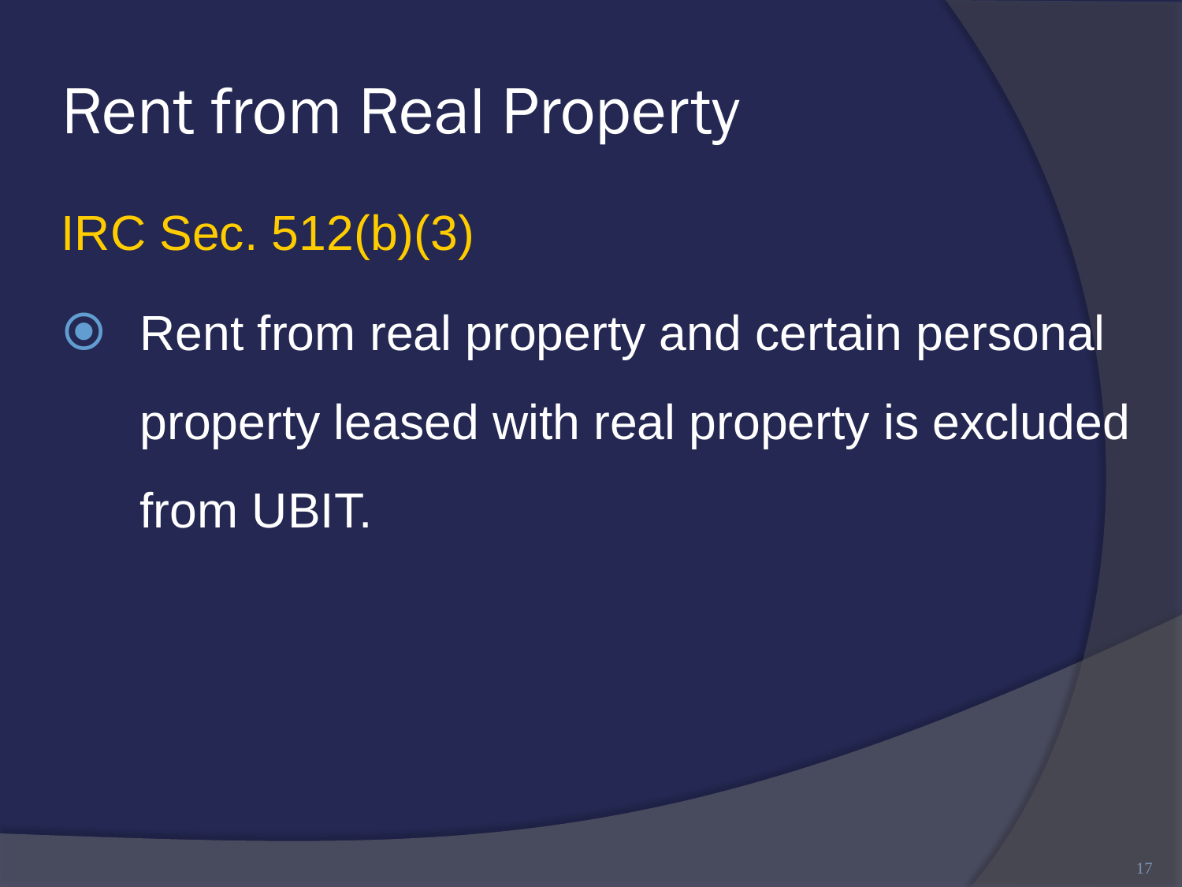# Rent from Real Property

## IRC Sec. 512(b)(3)

- Rent from real property and certain personal property leased with real property is excluded from UBIT.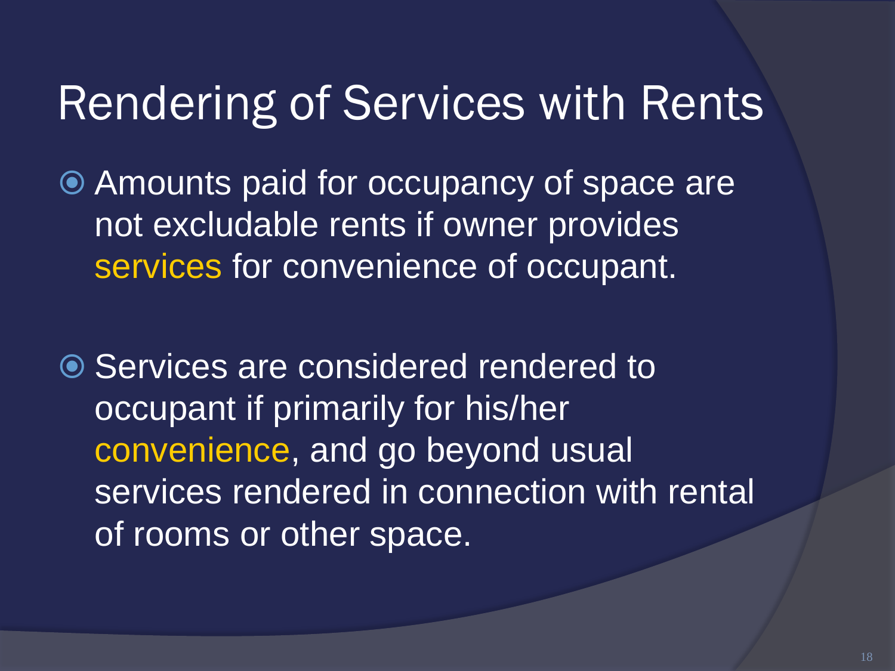# Rendering of Services with Rents

- Amounts paid for occupancy of space are not excludable rents if owner provides services for convenience of occupant.

- Services are considered rendered to occupant if primarily for his/her convenience, and go beyond usual services rendered in connection with rental of rooms or other space.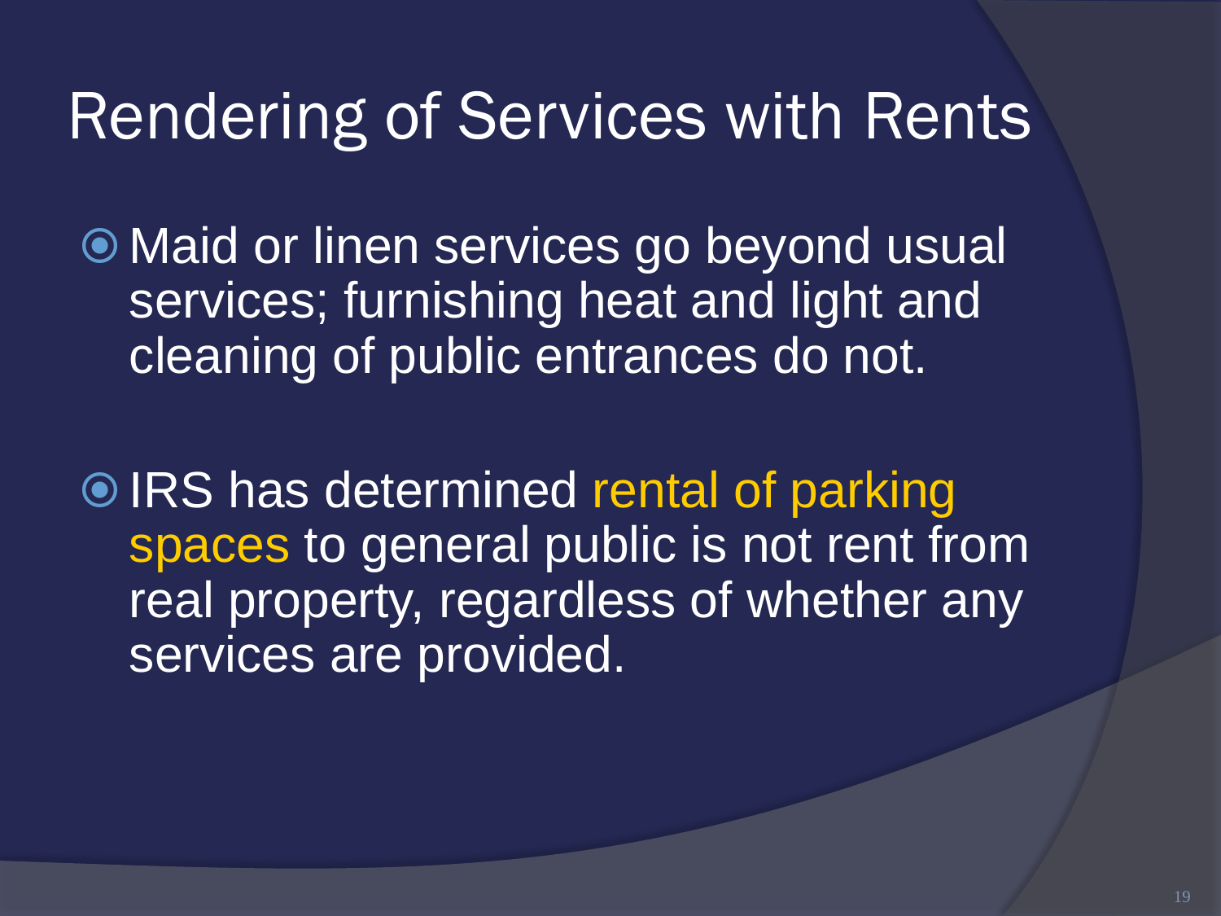# Rendering of Services with Rents

- Maid or linen services go beyond usual services; furnishing heat and light and cleaning of public entrances do not.

- IRS has determined rental of parking spaces to general public is not rent from real property, regardless of whether any services are provided.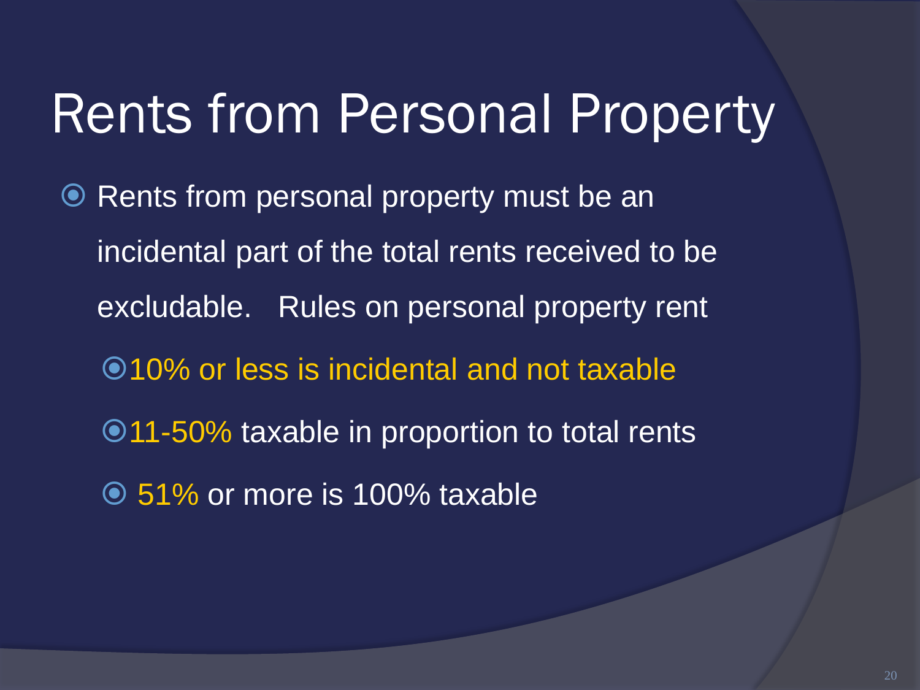# Rents from Personal Property

- Rents from personal property must be an incidental part of the total rents received to be excludable. Rules on personal property rent
  - 10% or less is incidental and not taxable
  - 11-50% taxable in proportion to total rents
  - 51% or more is 100% taxable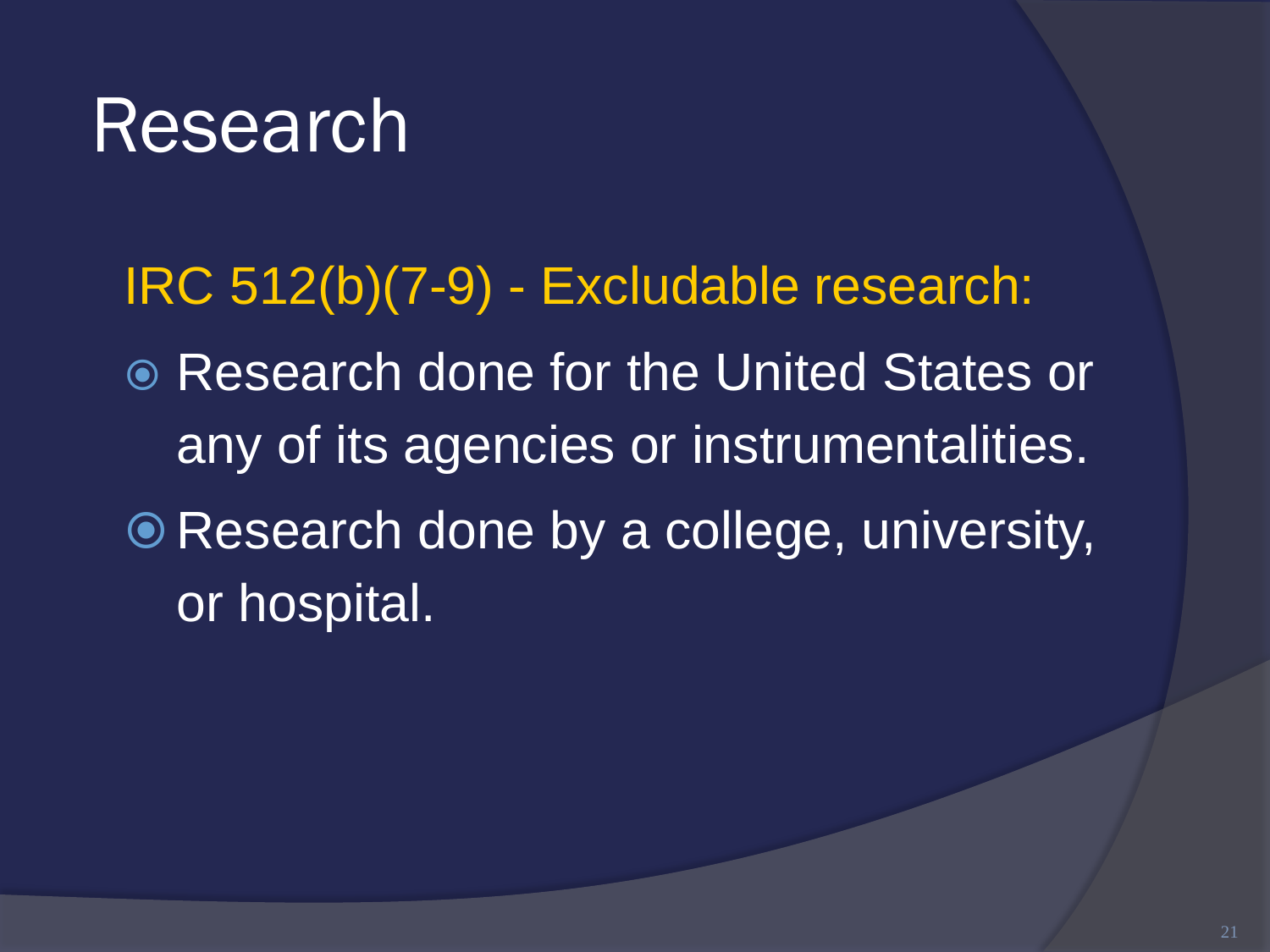# Research

IRC 512(b)(7-9) - Excludable research:

- Research done for the United States or any of its agencies or instrumentalities.
- Research done by a college, university, or hospital.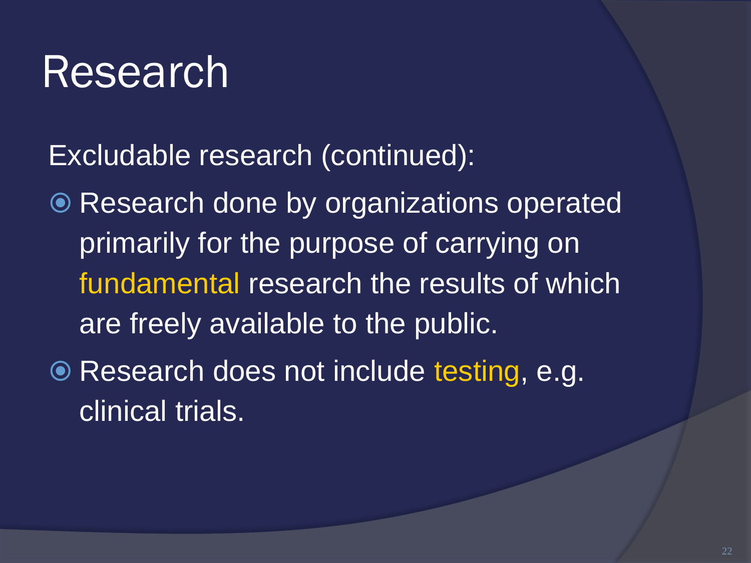# Research

Excludable research (continued):

- Research done by organizations operated primarily for the purpose of carrying on fundamental research the results of which are freely available to the public.
- Research does not include testing, e.g. clinical trials.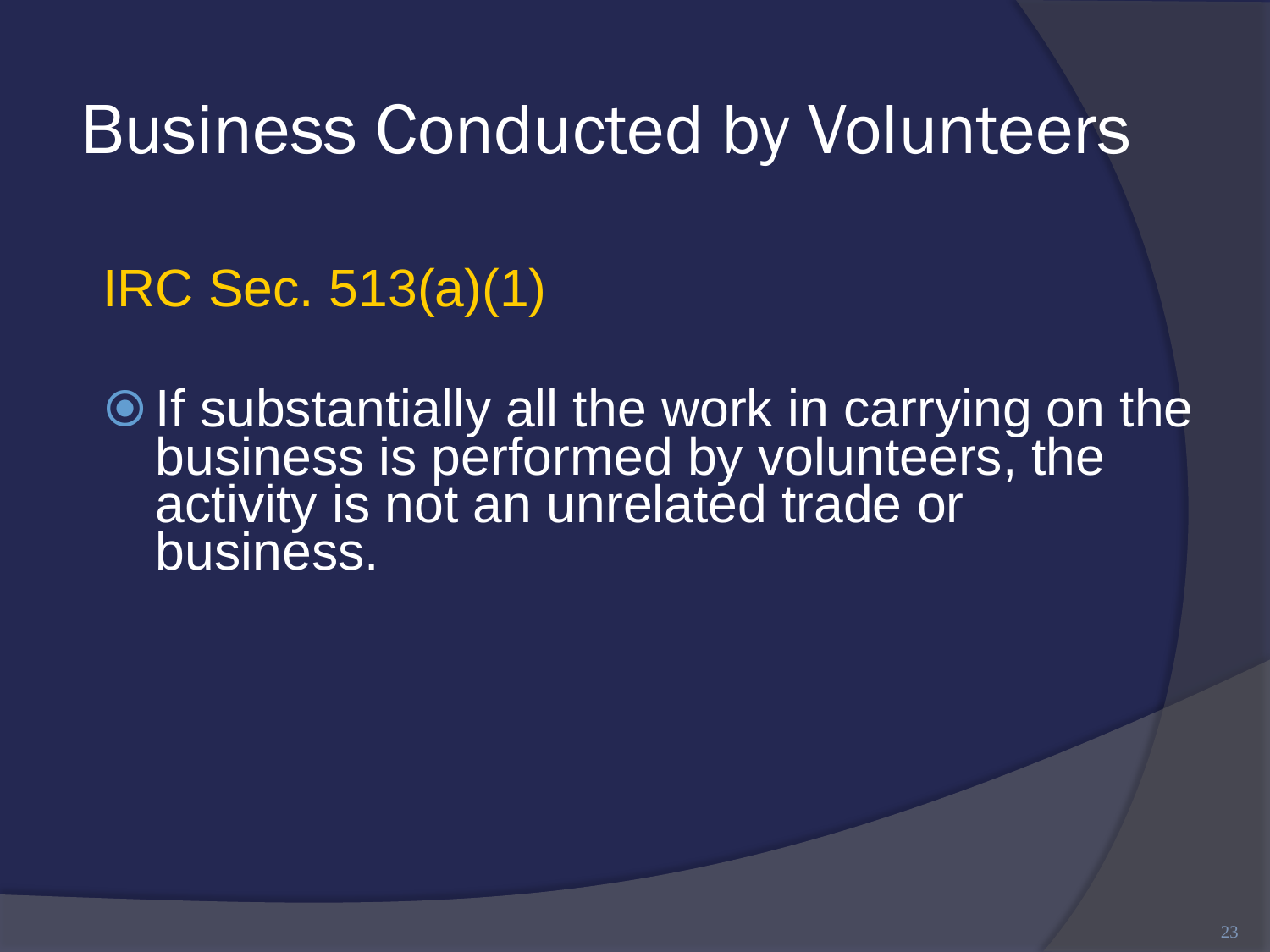# Business Conducted by Volunteers

## IRC Sec. 513(a)(1)

- If substantially all the work in carrying on the business is performed by volunteers, the activity is not an unrelated trade or business.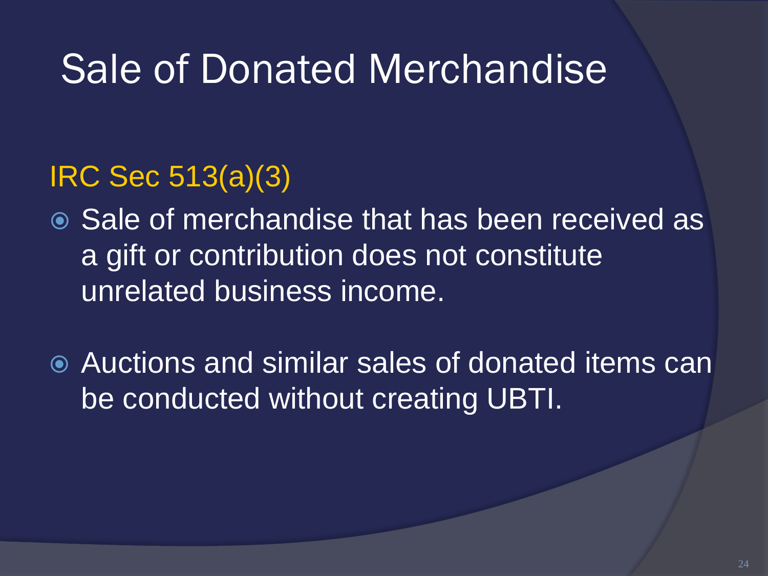# Sale of Donated Merchandise

## IRC Sec 513(a)(3)

- Sale of merchandise that has been received as a gift or contribution does not constitute unrelated business income.
- Auctions and similar sales of donated items can be conducted without creating UBTI.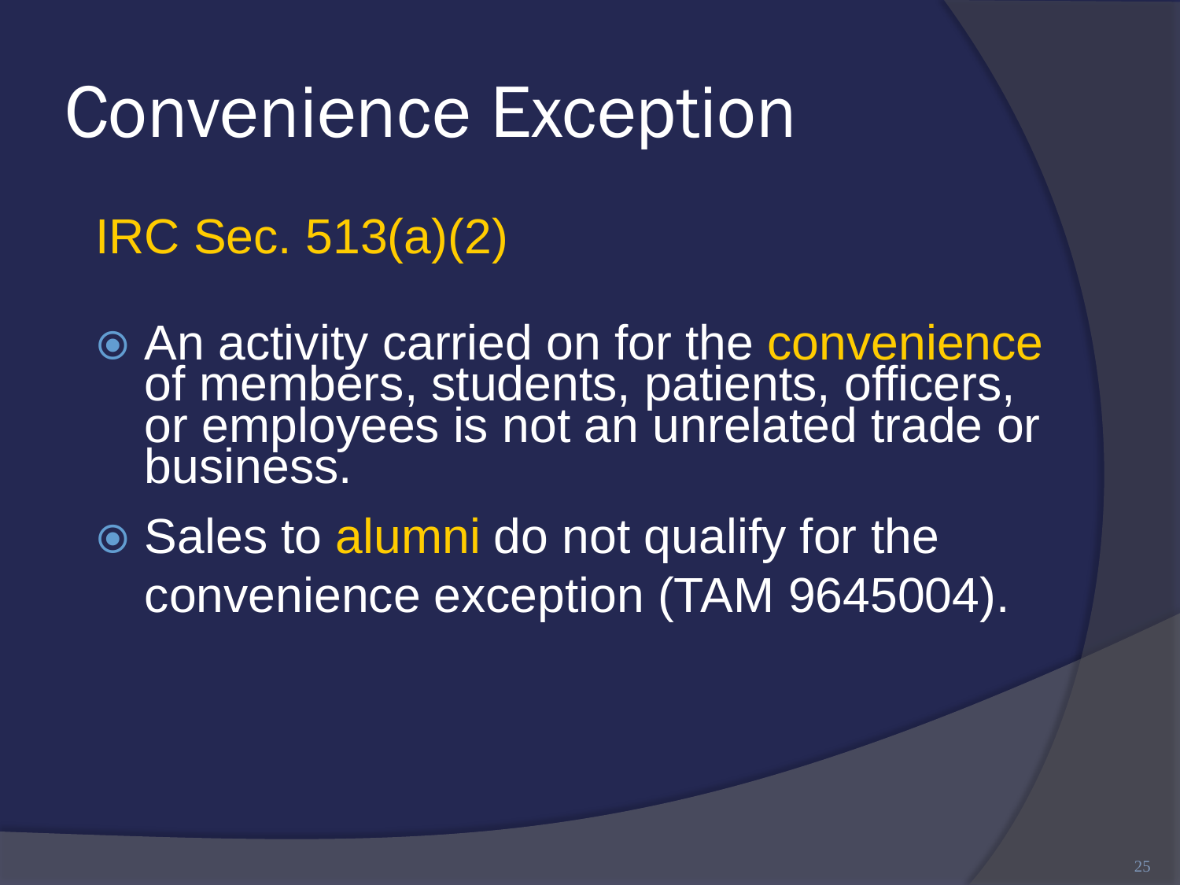# Convenience Exception

## IRC Sec. 513(a)(2)

- An activity carried on for the convenience of members, students, patients, officers, or employees is not an unrelated trade or business.
- Sales to alumni do not qualify for the convenience exception (TAM 9645004).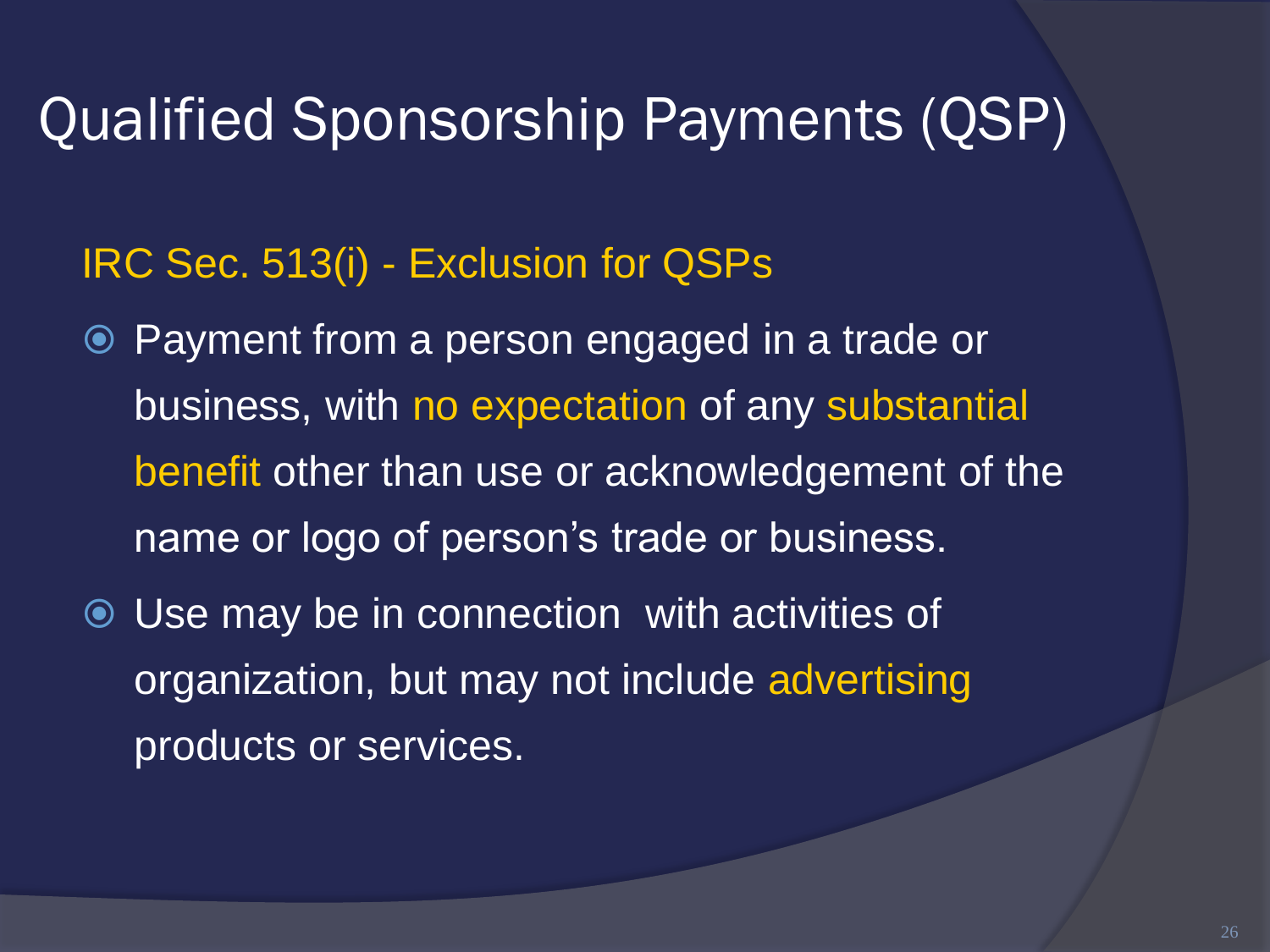# Qualified Sponsorship Payments (QSP)

## IRC Sec. 513(i) - Exclusion for QSPs

- Payment from a person engaged in a trade or business, with no expectation of any substantial benefit other than use or acknowledgement of the name or logo of person's trade or business.
- Use may be in connection with activities of organization, but may not include advertising products or services.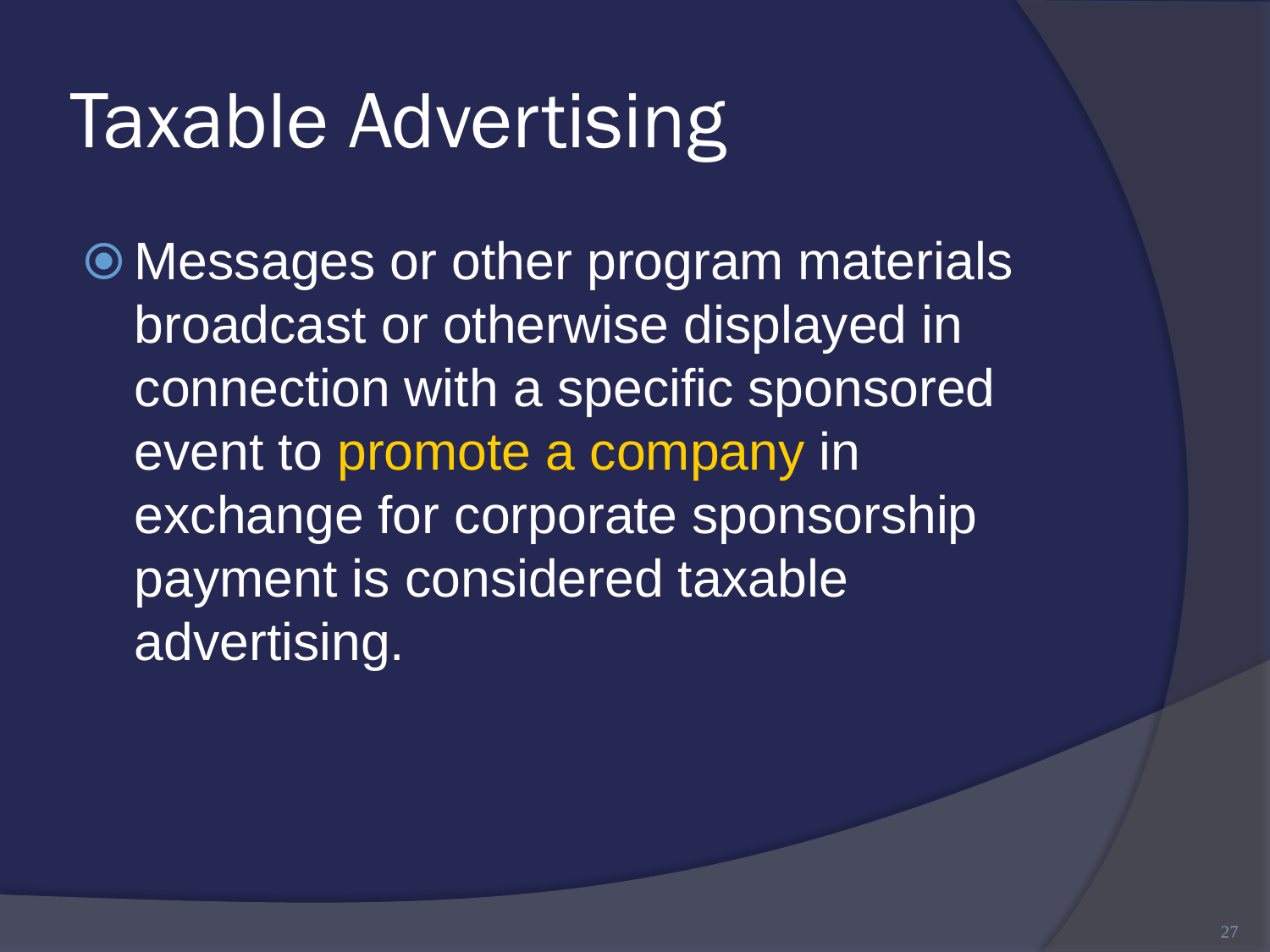# Taxable Advertising

- Messages or other program materials broadcast or otherwise displayed in connection with a specific sponsored event to promote a company in exchange for corporate sponsorship payment is considered taxable advertising.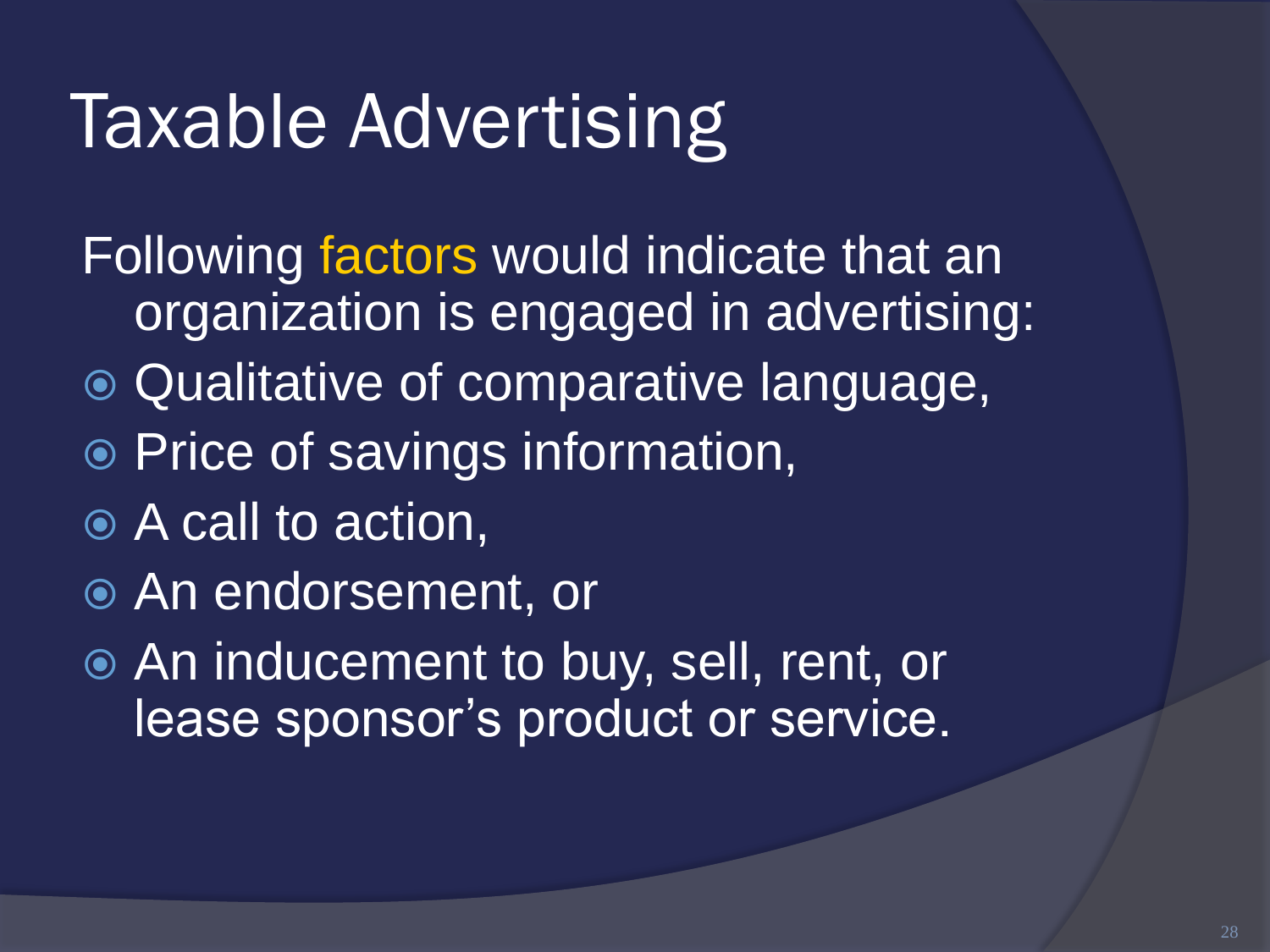# Taxable Advertising

Following factors would indicate that an organization is engaged in advertising:

- Qualitative of comparative language,
- Price of savings information,
- A call to action,
- An endorsement, or
- An inducement to buy, sell, rent, or lease sponsor's product or service.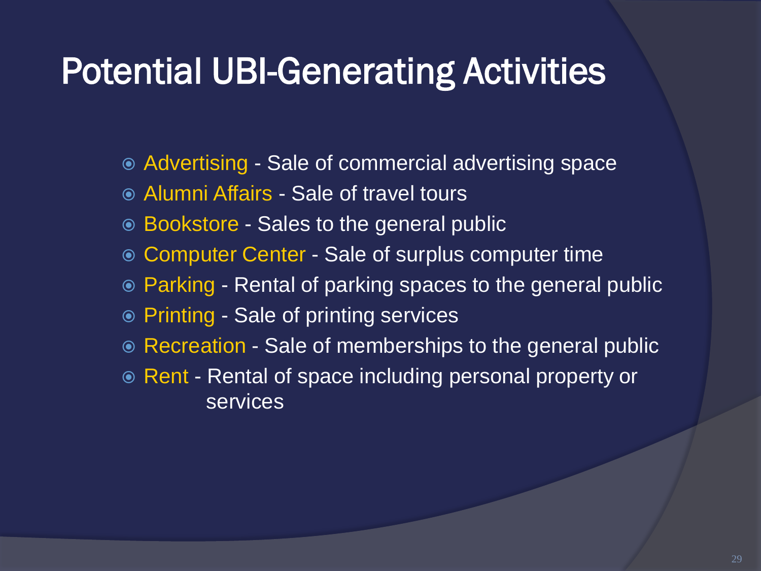# Potential UBI-Generating Activities

- Advertising - Sale of commercial advertising space
- Alumni Affairs - Sale of travel tours
- Bookstore - Sales to the general public
- Computer Center - Sale of surplus computer time
- Parking - Rental of parking spaces to the general public
- Printing - Sale of printing services
- Recreation - Sale of memberships to the general public
- Rent - Rental of space including personal property or services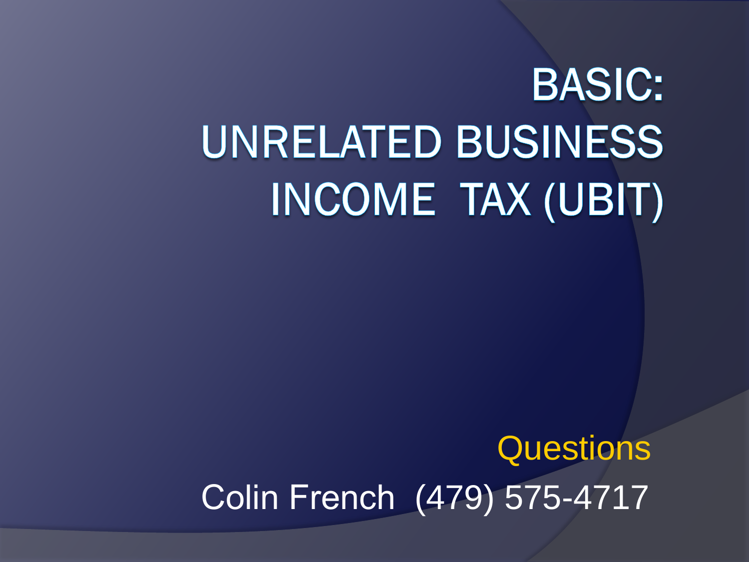# BASIC: UNRELATED BUSINESS INCOME TAX (UBIT)

Questions

Colin French (479) 575-4717